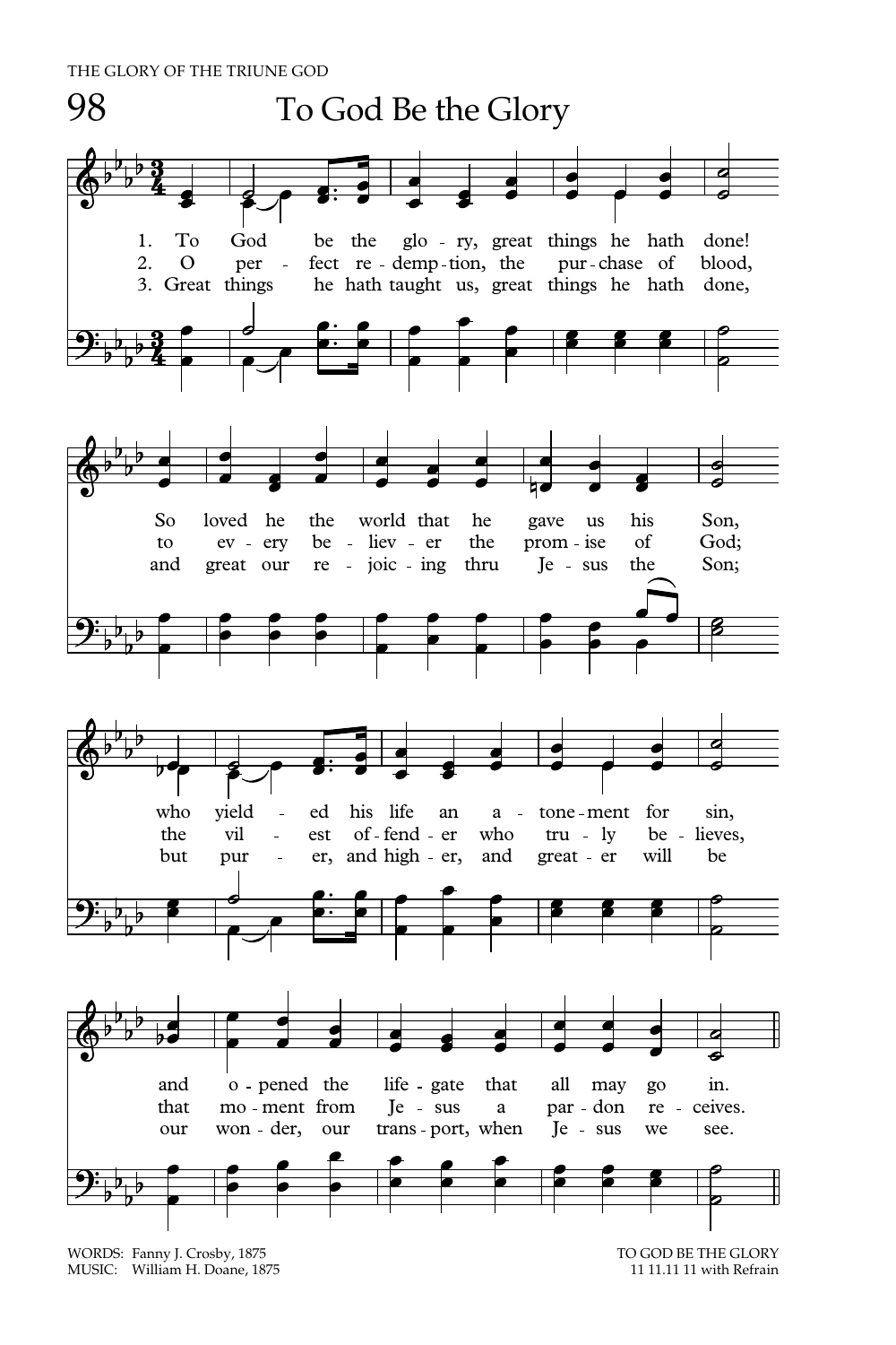THE GLORY OF THE TRIUNE GOD

# 98 To God Be the Glory

1. To God be the glory, great things he hath done!
So loved he the world that he gave us his Son,
who yielded his life an atonement for sin,
and opened the life-gate that all may go in.

2. O perfect redemption, the purchase of blood,
to every believer the promise of God;
the vilest offender who truly believes,
that moment from Jesus a pardon receives.

3. Great things he hath taught us, great things he hath done,
and great our rejoicing thru Jesus the Son;
but purer, and higher, and greater will be
our wonder, our transport, when Jesus we see.

WORDS: Fanny J. Crosby, 1875
MUSIC: William H. Doane, 1875

TO GOD BE THE GLORY
11 11.11 11 with Refrain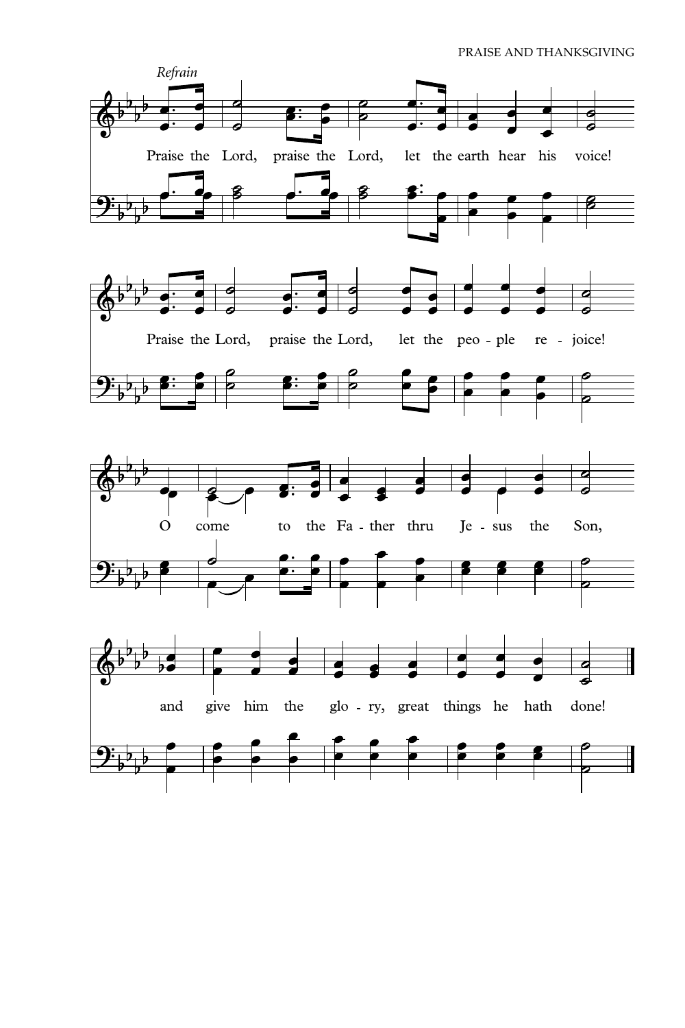*Refrain*

Praise the Lord, praise the Lord, let the earth hear his voice!

Praise the Lord, praise the Lord, let the peo - ple re - joice!

O come to the Fa - ther thru Je - sus the Son,

and give him the glo - ry, great things he hath done!